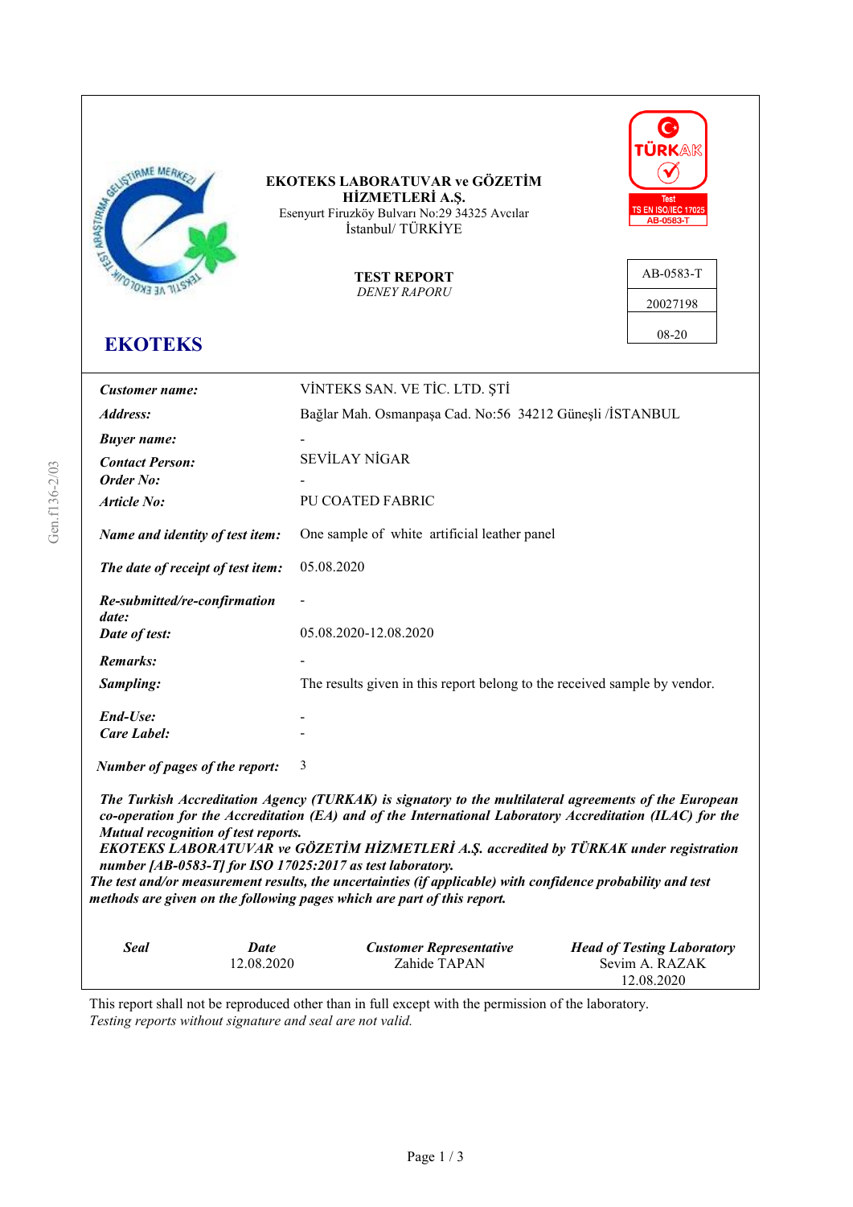**EKOTEKS LABORATUVAR ve GÖZETİM HİZMETLERİ A.Ş.**
Esenyurt Firuzköy Bulvarı No:29 34325 Avcılar
İstanbul/ TÜRKİYE

**EKOTEKS**

TÜRKAK
Test
TS EN ISO/IEC 17025
AB-0583-T

# TEST REPORT
*DENEY RAPORU*

| AB-0583-T |
|---|
| 20027198 |
| 08-20 |

Gen.f136-2/03

| | |
|---|---|
| ***Customer name:*** | VİNTEKS SAN. VE TİC. LTD. ŞTİ |
| ***Address:*** | Bağlar Mah. Osmanpaşa Cad. No:56 34212 Güneşli /İSTANBUL |
| ***Buyer name:*** | - |
| ***Contact Person:*** | SEVİLAY NİGAR |
| ***Order No:*** | - |
| ***Article No:*** | PU COATED FABRIC |
| ***Name and identity of test item:*** | One sample of white artificial leather panel |
| ***The date of receipt of test item:*** | 05.08.2020 |
| ***Re-submitted/re-confirmation date:*** | - |
| ***Date of test:*** | 05.08.2020-12.08.2020 |
| ***Remarks:*** | - |
| ***Sampling:*** | The results given in this report belong to the received sample by vendor. |
| ***End-Use:*** | - |
| ***Care Label:*** | - |
| ***Number of pages of the report:*** | 3 |

***The Turkish Accreditation Agency (TURKAK) is signatory to the multilateral agreements of the European co-operation for the Accreditation (EA) and of the International Laboratory Accreditation (ILAC) for the Mutual recognition of test reports.***
***EKOTEKS LABORATUVAR ve GÖZETİM HİZMETLERİ A.Ş. accredited by TÜRKAK under registration number [AB-0583-T] for ISO 17025:2017 as test laboratory.***
***The test and/or measurement results, the uncertainties (if applicable) with confidence probability and test methods are given on the following pages which are part of this report.***

| ***Seal*** | ***Date*** | ***Customer Representative*** | ***Head of Testing Laboratory*** |
|---|---|---|---|
| | 12.08.2020 | Zahide TAPAN | Sevim A. RAZAK<br>12.08.2020 |

This report shall not be reproduced other than in full except with the permission of the laboratory.
*Testing reports without signature and seal are not valid.*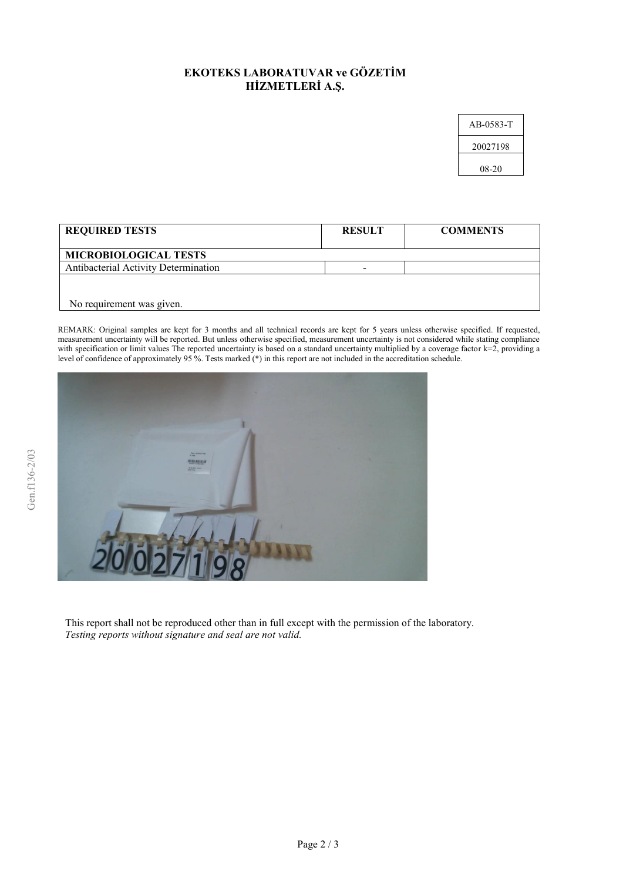# EKOTEKS LABORATUVAR ve GÖZETİM HİZMETLERİ A.Ş.

| AB-0583-T |
|---|
| 20027198 |
| 08-20 |

| REQUIRED TESTS | RESULT | COMMENTS |
|---|---|---|
| **MICROBIOLOGICAL TESTS** | | |
| Antibacterial Activity Determination | - | |
| No requirement was given. | | |

REMARK: Original samples are kept for 3 months and all technical records are kept for 5 years unless otherwise specified. If requested, measurement uncertainty will be reported. But unless otherwise specified, measurement uncertainty is not considered while stating compliance with specification or limit values The reported uncertainty is based on a standard uncertainty multiplied by a coverage factor k=2, providing a level of confidence of approximately 95 %. Tests marked (*) in this report are not included in the accreditation schedule.

This report shall not be reproduced other than in full except with the permission of the laboratory.
*Testing reports without signature and seal are not valid.*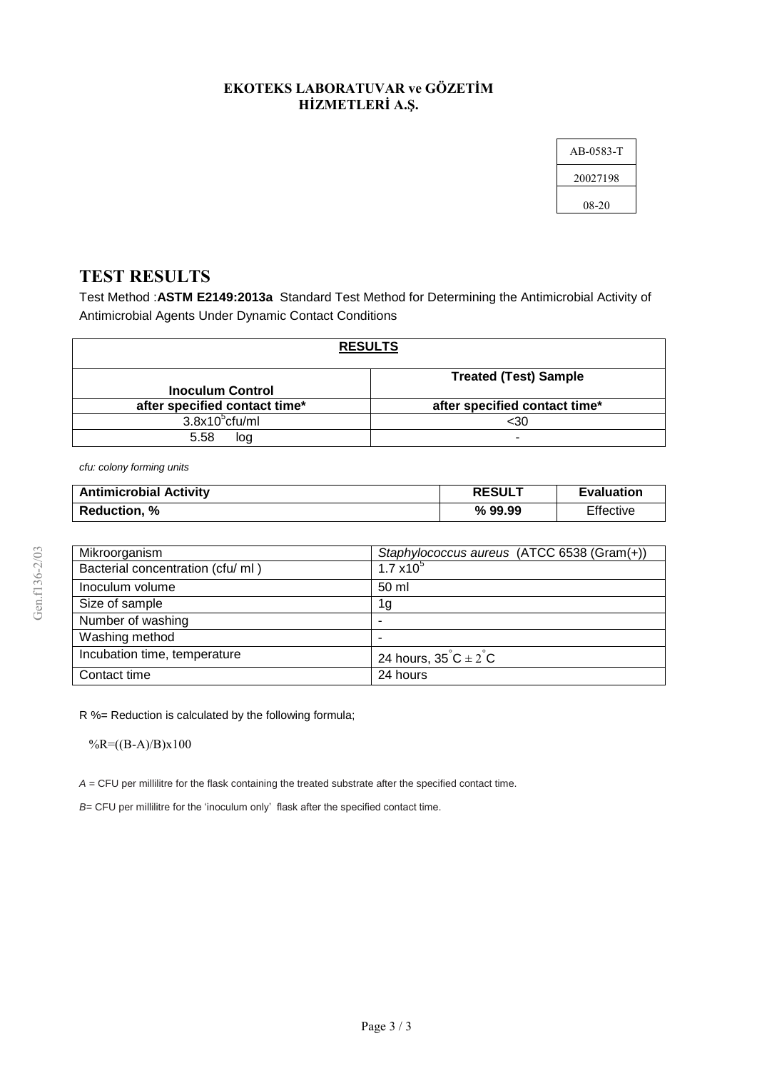**EKOTEKS LABORATUVAR ve GÖZETİM HİZMETLERİ A.Ş.**

| |
|---|
| AB-0583-T |
| 20027198 |
| 08-20 |

# TEST RESULTS

Test Method :**ASTM E2149:2013a** Standard Test Method for Determining the Antimicrobial Activity of Antimicrobial Agents Under Dynamic Contact Conditions

| **RESULTS** | |
|---|---|
| **Inoculum Control** | **Treated (Test) Sample** |
| **after specified contact time*** | **after specified contact time*** |
| $3.8x10^5$cfu/ml | <30 |
| 5.58 log | - |

*cfu: colony forming units*

| **Antimicrobial Activity** | **RESULT** | **Evaluation** |
|---|---|---|
| **Reduction, %** | **% 99.99** | Effective |

| | |
|---|---|
| Mikroorganism | *Staphylococcus aureus* (ATCC 6538 (Gram(+)) |
| Bacterial concentration (cfu/ ml ) | $1.7 x10^5$ |
| Inoculum volume | 50 ml |
| Size of sample | 1g |
| Number of washing | - |
| Washing method | - |
| Incubation time, temperature | 24 hours, $35^{\circ}C \pm 2^{\circ}C$ |
| Contact time | 24 hours |

R %= Reduction is calculated by the following formula;

$$\%R=((B-A)/B)x100$$

*A* = CFU per millilitre for the flask containing the treated substrate after the specified contact time.

*B*= CFU per millilitre for the 'inoculum only' flask after the specified contact time.

Gen.f136-2/03